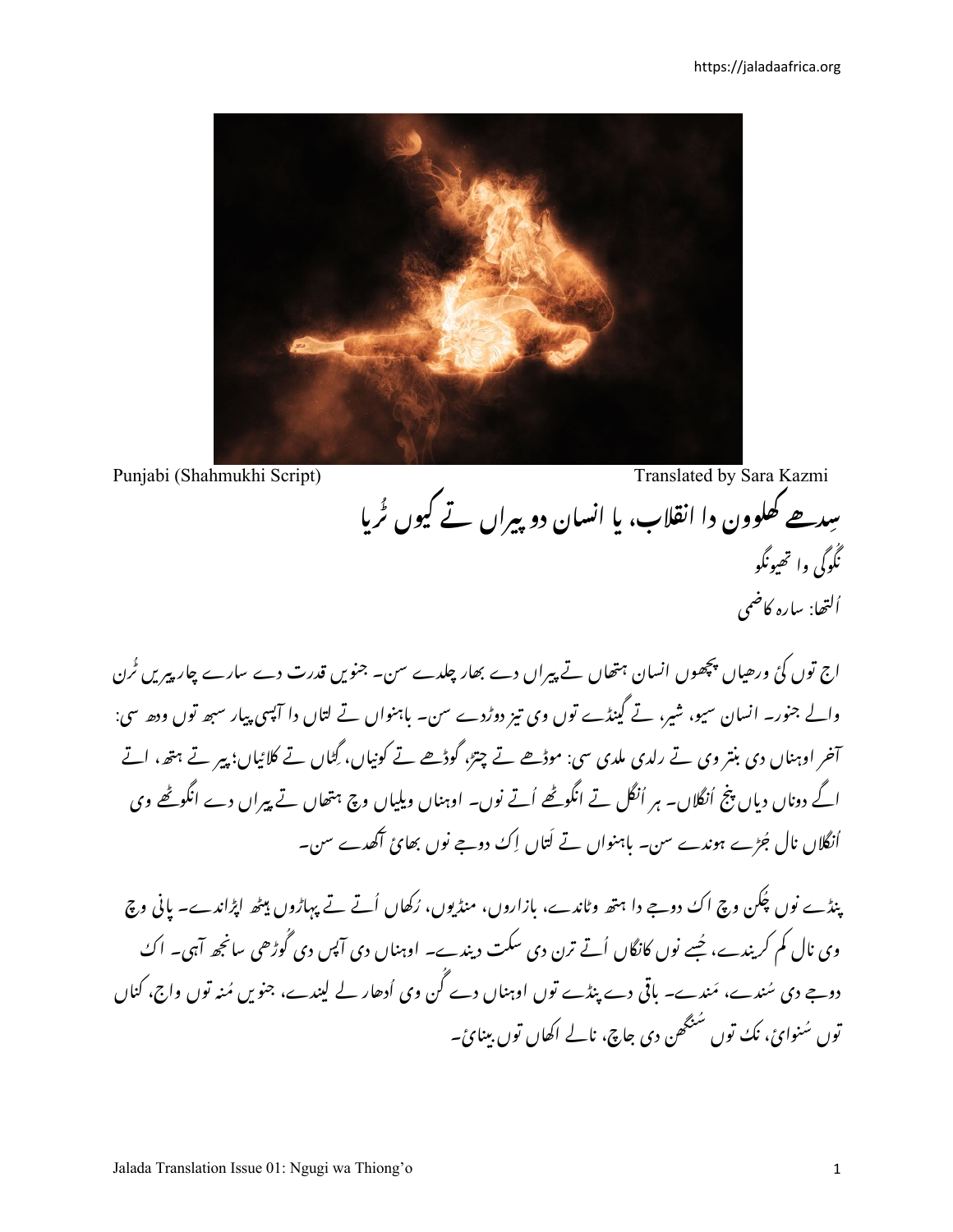Punjabi (Shahmukhi Script) — Translated by Sara Kazmi

# سِدھے کھلوون دا انقلاب، یا انسان دو پیراں تے کیوں ٹُریا

نگوگی وا تھیونگو

اُلتھا: سارہ کاظمی

اج توں کئ ورھیاں پچھوں انسان ہتھاں تے پیراں دے بھار چلدے سن۔ جنویں قدرت دے سارے چارپیریں ٹُرن والے جنور۔ انسان سیو، شیر، تے گینڈے توں وی تیز دوڑدے سن۔ باہنواں تے لتاں دا آپسی پیار سبھ توں ودھ سی: آخر اوہناں دی بنتر وی تے رلدی ملدی سی: موڈھے تے چتڑ، گوڈھے تے کونیاں، گِٹاں تے کلائیاں؛ پیر تے ہتھ، اتے اگے دوناں دیاں پنج اُنگلاں۔ ہر اُنگل تے انگوٹھے اُتے نوں۔ اوہناں ویلیاں وچ ہتھاں تے پیراں دے انگوٹھے وی اُنگلاں نال جُڑے ہوندے سن۔ باہنواں تے لتاں اِک دوجے نوں بھائ آکھدے سن۔

پنڈے نوں چُکن وچ اک دوجے دا ہتھ وٹاندے، بازاروں، منڈیوں، رُکھاں اُتے تے پہاڑوں بیٹھ اپڑاندے۔ پانی وچ وی نال کم کریندے، جُسے نوں کانگاں اُتے ترن دی سکت دیندے۔ اوہناں دی آپس دی گُوڑھی سانجھ آہی۔ اک دوجے دی سُندے، مَندے۔ باقی دے پنڈے توں اوہناں دے گُن وی اُدھار لے لیندے، جنویں مُنہ توں واج، کناں توں سُنوائ، نکّ توں سُنگھن دی جاچ، نالے اکھاں توں بینائ۔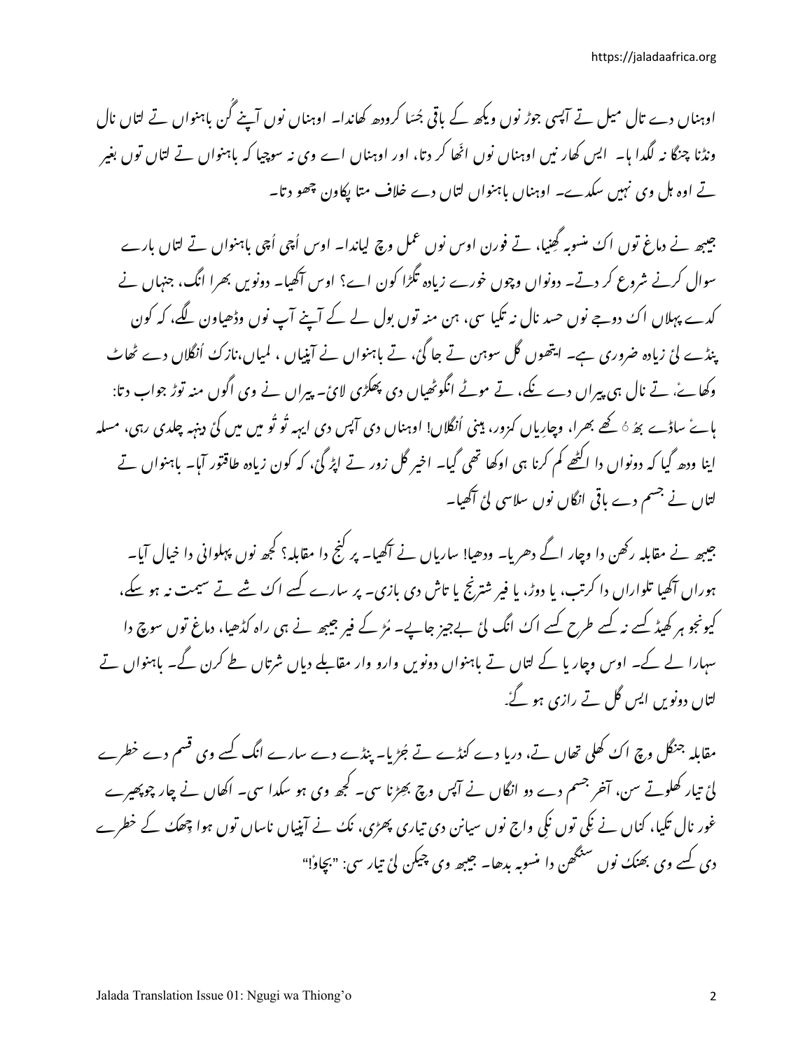اوہناں دے تال میل تے آپسی جوڑ نوں ویکھ کے باقی جُسا کرودھ کھاندا۔ اوہناں نوں آپنے گُن باہنواں تے لتاں نال ونڈنا چنگا نہ لگدا یا۔ ایس کھار نیں اوہناں نوں انّھا کر دتا، اور اوہناں اے وی نہ سوچیا کہ باہنواں تے لتاں توں بغیر تے اوہ ہل وی نہیں سکدے۔ اوہناں باہنواں لتاں دے خلاف متا پکاون چھو دتا۔

جیبھ نے دماغ توں اک منسوبہ گھڑیا، تے فورن اوس نوں عمل وچ لیاندا۔ اوس اُچی باہنواں تے لتاں بارے سوال کرنے شروع کر دتے۔ دونواں وچوں خورے زیادہ تگڑا کون اے؟ اوس آکھیا۔ دونویں بھرا انگ، جنہاں نے کدے پہلاں اک دوجے نوں حسد نال نہ تکیا سی، ہن منہ توں بول لے کے آپنے آپ نوں وڈھیاون لگے، کہ کون پنڈے لئی زیادہ ضروری ہے۔ ایتھوں گل سوہن تے جا گئی، تے باہنواں نے آپنیاں ، لمیاں،نازک اُنگلاں دے ٹھاٹ وکھائے، تے نال ہی پیراں دے نکے، تے موٹے انگوٹھیاں دی پھکڑی لائی۔ پیراں نے وی اگوں منہ توڑ جواب دتا: ہائے ساڈے بھُ ؟ کھے بھرا، وچارِیاں کمزور، پتلی اُنگلاں! اوہناں دی آپس دی ایہہ تُو تُو میں میں کئی دیہنہ چلدی رہی، مسلہ اینا ودھ گیا کہ دونواں دا اکٹھے کم کرنا ہی اوکھا تھی گیا۔ اخیر گل زور تے اپڑ گئی، کہ کون زیادہ طاقتور آہا۔ باہنواں تے لتاں نے جسم دے باقی انگاں نوں سلاسی لئی آکھیا۔

جیبھ نے مقابلہ رکھن دا وچار اگے دھریا۔ ودھیا! ساریاں نے آکھیا۔ پر کنج دا مقابلہ؟ کجھ نوں پہلوانی دا خیال آیا۔ ہوراں آکھیا تلواراں دا کرتب، یا دوڑ، یا فیر شترنج یا تاش دی بازی۔ پر سارے کسے اک شے تے سیمت نہ ہو سکے، کیونجو ہر کھیڈ کسے نہ کسے طرح کسے اک انگ لئی بےجیز جاپے۔ مُڑ کے فیر جیبھ نے ہی راہ کڈھیا، دماغ توں سوچ دا سہارا لے کے۔ اوس وچار یا کے لتاں تے باہنواں دونویں وارو وار مقابلے دیاں شرتاں طے کرن گے۔ باہنواں تے لتاں دونویں ایس گل تے رازی ہو گئے۔

مقابلہ جنگل وچ اک کھلی تھاں تے، دریا دے کنڈے تے جُڑیا۔ پنڈے دے سارے انگ کسے وی قسم دے خطرے لئی تیار کھلوتے سن، آخر جسم دے دو انگاں نے آپس وچ بھڑنا سی۔ کجھ وی ہو سکدا سی۔ اکھاں نے چار چوپھیرے غور نال تکیا، کناں نے نکی توں نکی واج نوں سیانن دی تیاری پھڑی، نک نے آپنیاں ناساں توں ہوا چھِک کے خطرے دی کسے وی بھنک نوں سنگھن دا منسوبہ بدھا۔ جیبھ وی چیکن لئی تیار سی: "بچاؤ!"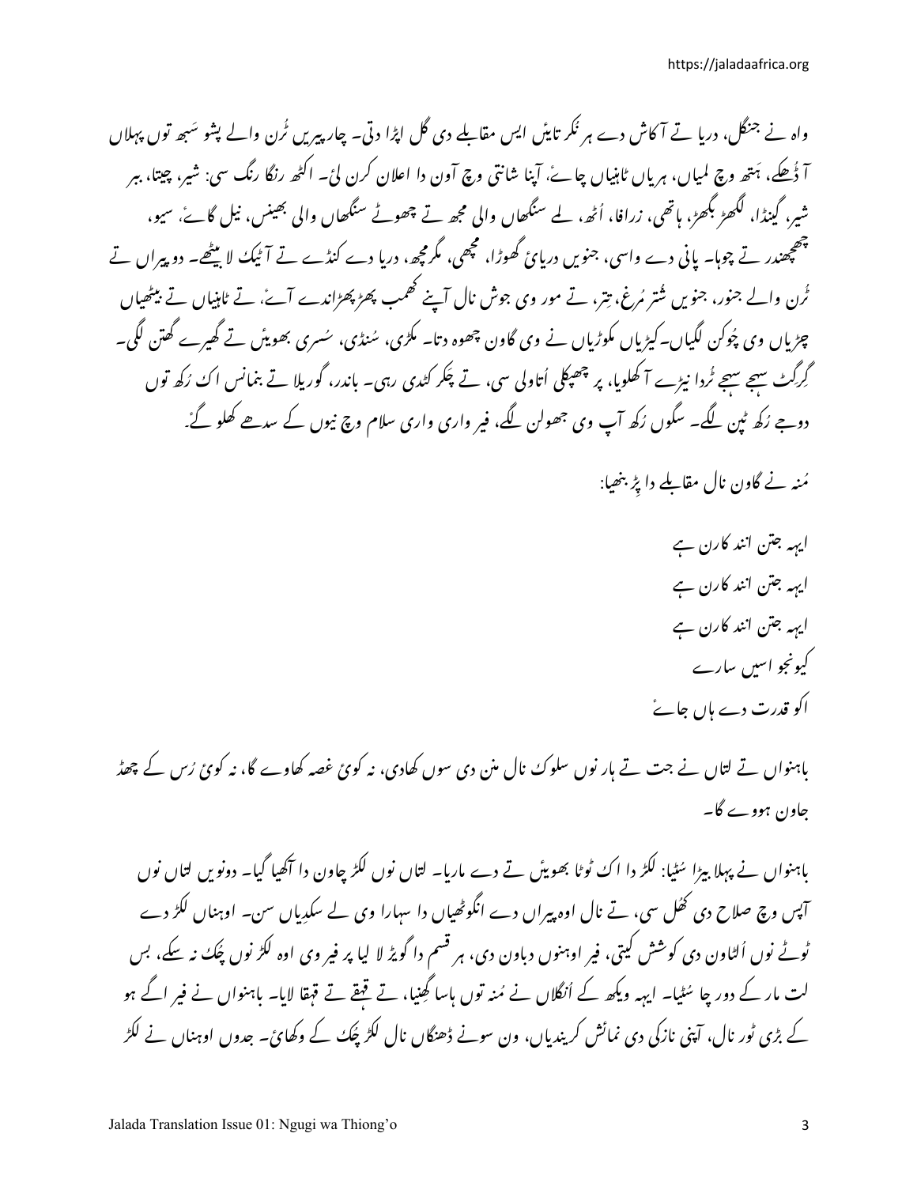واہ نے جنگل، دریا تے آکاش دے ہر نکر تائیں ایس مقابلے دی گل اپڑا دتی۔ چارپیریں ٹُرن والے پشو سَبھ توں پہلاں آ ڈُھکے، ہَتھ وچ لمیاں، ہریاں ٹاہنیاں چائے، آپنا شانتی وچ آون دا اعلان کرن لئی۔ اکٹھ رنگا رنگ سی: شیر، چیتا، ببر شیر، گینڈا، لگھڑ بگھڑ، ہاتھی، زرافا، اُٹھ، لمے سنگھاں والی مجھ تے چھوٹے سنگھاں والی بھینس، نیل گائے، سیو، چھچھندر تے چوہا۔ پانی دے واسی، جنویں دریائی گھوڑا، مچھی، مگرمچھ، دریا دے کنڈے تے آٹیک لا بیٹھے۔ دو پیراں تے ٹُرن والے جنور، جنویں شُتر مُرغ، بتر، تے مور وی جوش نال آپنے کھمب پھڑپھڑاندے آئے، تے ٹاہنیاں تے بیٹھیاں چڑیاں وی چُوکن لگیاں۔ کیڑیاں مکوڑیاں نے وی گاون چھوہ دتا۔ مکڑی، سُنڈی، سُسری بھوئیں تے گھیرے گھتن لگی۔ گرگٹ سبھے سبھے ٹُردا نیڑے آ کھلویا، پر چھپکلی اُتاولی سی، تے چکر کٹدی رہی۔ باندر، گوریلا تے بنمانس اک رُکھ توں دوجے رُکھ ٹپن لگے۔ سگوں رُکھ آپ وی جھولن لگے، فیر واری واری سلام وچ نیوں کے سدھے کھلو گئے۔

مُنہ نے گاون نال مقابلے دا پڑ بنھیا:

ایہہ جتن انند کارن ہے
ایہہ جتن انند کارن ہے
ایہہ جتن انند کارن ہے
کیونجو اسیں سارے
اکو قدرت دے ہاں جائے

باہنواں تے لتاں نے جت تے ہار نوں سلوک نال منن دی سوں کھادی، نہ کوئی غصہ کھاوے گا، نہ کوئی رُس کے چھڈ جاون ہووے گا۔

باہنواں نے پہلا بیڑا سُٹیا: لکڑ دا اک ٹوٹا بھوئیں تے دے ماریا۔ لتاں نوں لکڑ چاون دا آکھیا گیا۔ دونویں لتاں نوں آپس وچ صلاح دی کُھل سی، تے نال اوہ پیراں دے انگوٹھیاں دا سہارا وی لے سکدیاں سن۔ اوہناں لکڑ دے ٹوٹے نوں اُلٹاون دی کوشش کیتی، فیر اوہنوں دباون دی، ہر قسم دا گویڑ لا لیا پر فیر وی اوہ لکڑ نوں چُک نہ سکے، بس لت مار کے دور چا سُٹیا۔ ایہہ ویکھ کے اُنگلاں نے مُنہ توں ہاسا کِھنیا، تے قہقے تے قہقا لایا۔ باہنواں نے فیر اگے ہو کے بڑی ٹور نال، آپنی نازکی دی نمائش کریندیاں، ون سونے ڈھنگاں نال لکڑ چُک کے وکھائی۔ جدوں اوہناں نے لکڑ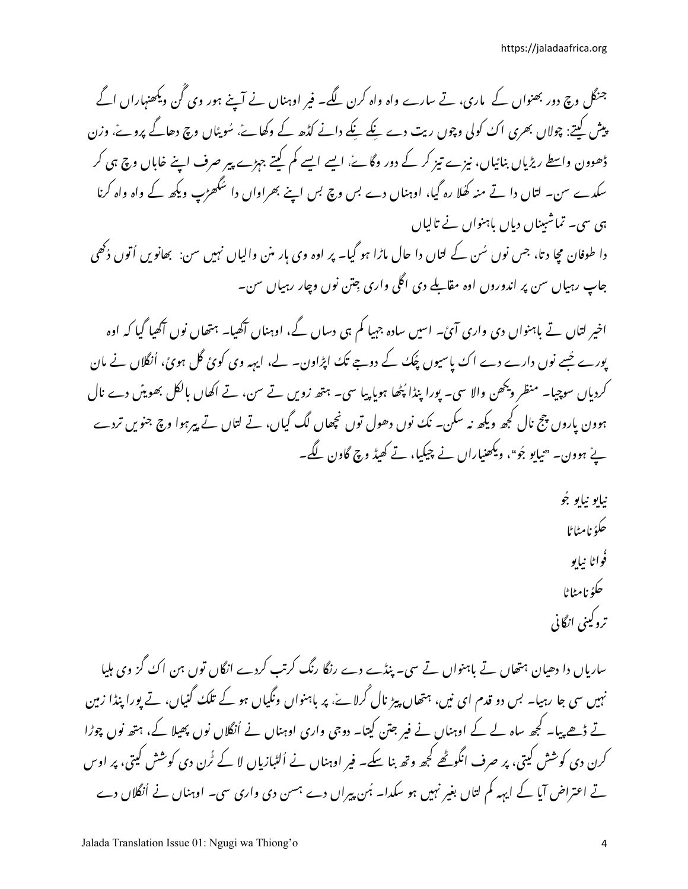جنگل وچ دور بھنواں کے ماری، تے سارے واہ واہ کرن لگے۔ فیر اوہناں نے آپنے ہور وی گُن ویکھنہاراں اگے پیش کیتے: چولاں بھری اک کولی وچوں ریت دے نِکے نِکے دانے کڈھ کے وکھائے، سُوئیاں وچ دھاگے پروئے، وزن ڈھوون واسطے ریڑیاں بنائیاں، نیزے تیز کر کے دور وگائے۔ ایسے ایسے کم کیتے جہڑے پیر صرف اپنے خاباں وچ ہی کر سکدے سن۔ لتاں دا تے منہ کُھلا رہ گیا، اوہناں دے بس وچ بس اپنے بھراواں دا سُگھڑپ ویکھ کے واہ واہ کرنا ہی سی۔ تماشبیناں دیاں باہنواں نے تالیاں

دا طوفان مچا دتا، جس نوں سُن کے لتاں دا حال ماڑا ہو گیا۔ پر اوہ وی ہار مَن والیاں نہیں سن: بھانویں اُتوں دُکھی جاپ رہیاں سن پر اندروں اوہ مقابلے دی اگلی واری جتن نوں وچار رہیاں سن۔

اخیر لتاں تے باہنواں دی واری آئی۔ اسیں سادہ جہیا کم ہی دساں گے، اوہناں آکھیا۔ ہتھاں نوں آکھیا گیا کہ اوہ پورے جُسے نوں دارے دے اک پاسیوں چُک کے دوجے تک اپڑاون۔ لے، ایہہ وی کوئی گل ہوئی، اُنگلاں نے مان کردیاں سوچیا۔ منظر ویکھن والا سی۔ پورا پِنڈا پُٹھا ہویاپیا سی۔ ہتھ زویں تے سن، تے اکھاں بالکل بھوئیں دے نال ہوون پاروں چج نال کجھ ویکھ نہ سکن۔ نک نوں دھول توں نِچھاں لگ گیاں، تے لتاں تے پیر ہوا وچ جنویں تردے پئے ہوون۔ "نیایو جو"، ویکھنیاراں نے چیکیا، تے کھیڈ وچ گاون لگے۔

نیایو نیایو جُو
حکوُنامٹاٹا
فُواٹا نیایو
حکوُنامٹاٹا
تروکینی انگانی

ساریاں دا دھیان ہتھاں تے باہنواں تے سی۔ پنڈے دے رنگا رنگ کرتب کردے انگاں توں ہن اک گز وی ہلیا نہیں سی جا رہیا۔ بس دو قدم ای نیں، ہتھاں پیڑ نال کُرلائے، پر باہنواں ونگیاں ہو کے تلک گئیاں، تے پورا پِنڈا زمین تے ڈھےپیا۔ کجھ ساہ لے کے اوہناں نے فیر جتن کیتا۔ دوجی واری اوہناں نے اُنگلاں نوں پھیلا کے، ہتھ نوں چوڑا کرن دی کوشش کیتی، پر صرف انگوٹھے کجھ وتھ بنا سکے۔ فیر اوہناں نے اُلٹبازیاں لا کے ٹُرن دی کوشش کیتی، پر اوس تے اعتراض آیا کے ایہہ کم لتاں بغیر نہیں ہو سکدا۔ ہُن پیراں دے ہسن دی واری سی۔ اوہناں نے اُنگلاں دے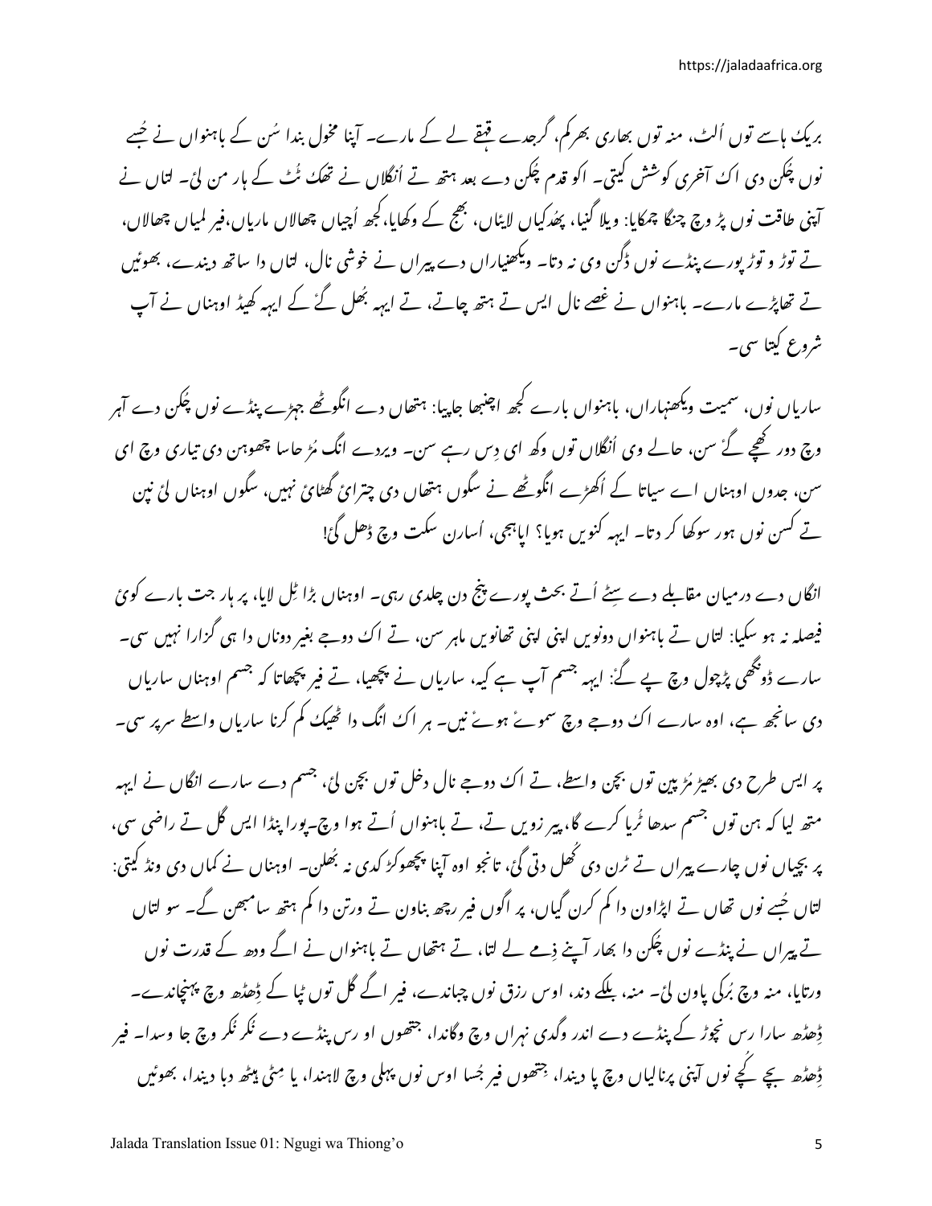بریکٹ ہاسے توں اُلٹ، منہ توں بھاری بھرکم، گرجدے قہقے لے کے مارے۔ آپنا مخول بندا سُن کے باہنواں نے جُسے نوں چُکن دی اک آخری کوشش کیتی۔ اکو قدم چُکن دے بعد ہتھ تے اُنگلاں نے تھک ٹُٹ کے ہار من لئی۔ لتاں نے آپنی طاقت نوں پڑ وچ چنگا چمکایا: ویلا گنیا، پھُدکیاں لائیاں، بھج کے وکھایا، کُجھ اُچیاں چھالاں ماریاں، فیر لمیاں چھالاں، تے توڑ و توڑ پورے پنڈے نوں ڈِگن وی نہ دتا۔ ویکھیاراں دے پیراں نے خوشی نال، لتاں دا ساتھ دیندے، بھوئیں تے تھاپڑے مارے۔ باہنواں نے غصے نال ایس تے ہتھ چاتے، تے ایہہ بُھل گئے کہ ایہہ کھیڈ اوہناں نے آپ شروع کیتا سی۔

ساریاں نوں، سمیت ویکھنہاراں، باہنواں بارے کُجھ اچنبھا جاپیا: ہتھاں دے انگوٹھے جیہڑے پنڈے نوں چُکن دے آہر وچ دور کھچے گئے سن، حالے وی اُنگلاں توں وکھ ای دِس رہے سن۔ ویردے انگ مُڑ حاسا چھوہن دی تیاری وچ ای سن، جدوں اوہناں اے سیاتا کہ اُکھڑے انگوٹھے نے سگوں ہتھاں دی چترائی گھٹائی نہیں، سگوں اوہناں لئی نین تے کسن نوں ہور سوکھا کر دتا۔ ایہہ کنویں ہویا؟ اپاہجی، اُسارن سکت وچ ڈھل گئی!

انگاں دے درمیان مقابلے دے سِٹے اُتے بحث پورے پنج دن چلدی رہی۔ اوہناں بڑا ٹِل لایا، پر ہار جت بارے کوئی فیصلہ نہ ہو سکیا: لتاں تے باہنواں دونویں اپنی اپنی تھانویں ماہر سن، تے اک دوجے بغیر دوناں دا ہی گزارا نہیں سی۔ سارے ڈونگھی پڑچول وچ پے گئے: ایہہ جسم آپ ہے کیہ، ساریاں نے پچھیا، تے فیر پچھاتا کہ جسم اوہناں ساریاں دی سانجھ ہے، اوہ سارے اک دوجے وچ سموئے ہوئے نیں۔ ہر اک انگ دا ٹھیک کم کرنا ساریاں واسطے سرپر سی۔

پر ایس طرح دی بھیڑ مُڑ پین توں بچن واسطے، تے اک دوجے نال دخل توں بچن لئی، جسم دے سارے انگاں نے ایہہ متھ لیا کہ ہن توں جسم سدھا ٹُریا کرے گا، پیر زویں تے، تے باہنواں اُتے ہوا وچ۔ پورا پنڈا ایس گل تے راضی سی، پر بچیاں نوں چارے پیراں تے ٹرن دی کُھل دتی گئی، تانجو اوہ آپنا پچھوکڑ کدی نہ بُھلن۔ اوہناں نے کماں دی ونڈ کیتی: لتاں جُسے نوں تھاں تے اپڑاون دا کم کرن گیاں، پر اگوں فیر رچھ بناون تے ورتن دا کم ہتھ سامبھن گے۔ سو لتاں تے پیراں نے پنڈے نوں چُکن دا بھار آپنے ذِمے لے لتا، تے ہتھاں تے باہنواں نے اگے ودھ کے قدرت نوں ورتایا، منہ وچ بُرکی پاون لئی۔ منہ، بلکے دند، اوس رزق نوں چباندے، فیر اگے گل توں ٹپا کے ڈِھڈھ وچ پہنچاندے۔ ڈِھڈھ سارا رس نچوڑ کے پنڈے دے اندر وگدی نہراں وچ وگاندا، جتھوں او رس پنڈے دے نکر نکر وچ جا وسدا۔ فیر ڈِھڈھ بچے کُچے نوں آپنی پرنالیاں وچ پا دیندا، جتھوں فیر جُسا اوس نوں پہلی وچ لاہندا، یا مِٹی ہیٹھ دبا دیندا، بھوئیں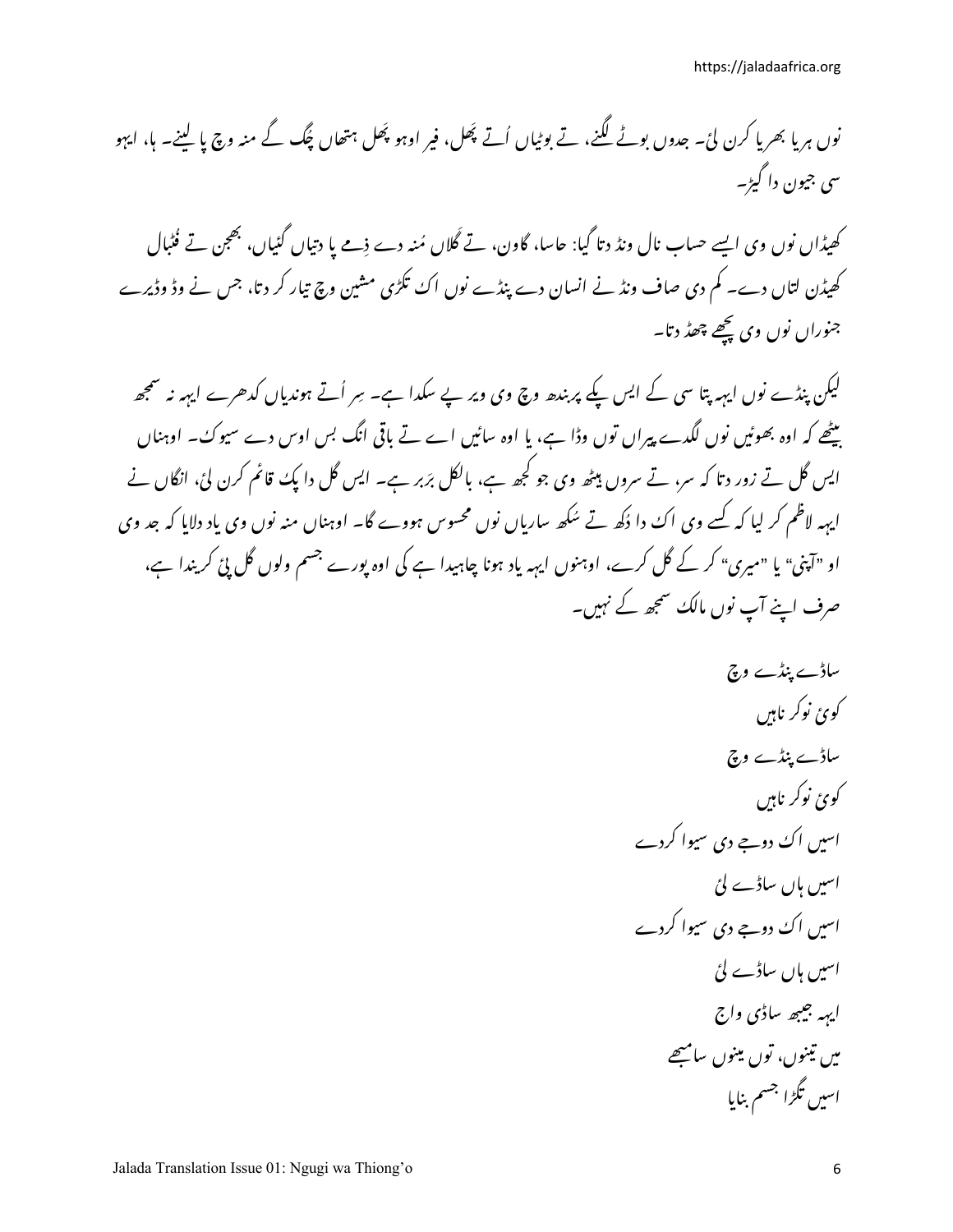نوں ہریا بھریا کرن لئ۔ جدوں بوٹے لگنے، تے بوٹیاں اُتے پَھل، فیر اوہو پَھل ہتھاں چُگ گے منہ وچ پا لینے۔ ہا، ایہو سی جیون دا گیڑ۔

کھیڈاں نوں وی ایسے حساب نال ونڈ دتا گیا: حاسا، گاون، تے گلاں مُنہ دے ذِمے پا دتیاں گئیاں، بھجن تے فُٹبال کھیڈن لتاں دے۔ کم دی صاف ونڈ نے انسان دے پنڈے نوں اک تکڑی مشین وچ تیار کر دتا، جس نے وڈ وڈیرے جنوراں نوں وی پچھے چھڈ دتا۔

لیکن پنڈے نوں ایہہ پتا سی کے ایس چَکے پربندھ وچ وی ویر پے سکدا ہے۔ سِر اُتے ہوندیاں کدھرے ایہہ نہ سمجھ بیٹھے کہ اوہ بھوئیں نوں لگدے پیراں توں وڈا ہے، یا اوہ سائیں اے تے باقی انگ بس اوس دے سیوک۔ اوہناں ایس گل تے زور دتا کہ سر، تے سروں ہیٹھ وی جو کُجھ ہے، بالکل برَبر ہے۔ ایس گل دا پکّ قائم کرن لئ، انگاں نے ایہہ لاظم کر لیا کہ کِسے وی اک دا دُکھ تے سُکھ ساریاں نوں محسوس ہووے گا۔ اوہناں منہ نوں وی یاد دلایا کہ جد وی او "آپنی" یا "میری" کر کے گل کرے، اوہنوں ایہہ یاد ہونا چاہیدا ہے کی اوہ پورے جسم ولوں گل پئ کریندا ہے، صرف اپنے آپ نوں مالک سمجھ کے نہیں۔

ساڈے پنڈے وچ
کوئ نوکر ناہیں
ساڈے پنڈے وچ
کوئ نوکر ناہیں
اسیں اک دوجے دی سیوا کردے
اسیں ہاں ساڈے لئ
اسیں اک دوجے دی سیوا کردے
اسیں ہاں ساڈے لئ
ایہہ جیبھ ساڈی واج
میں تینوں، توں مینوں سامبھے
اسیں تگڑا جسم بنایا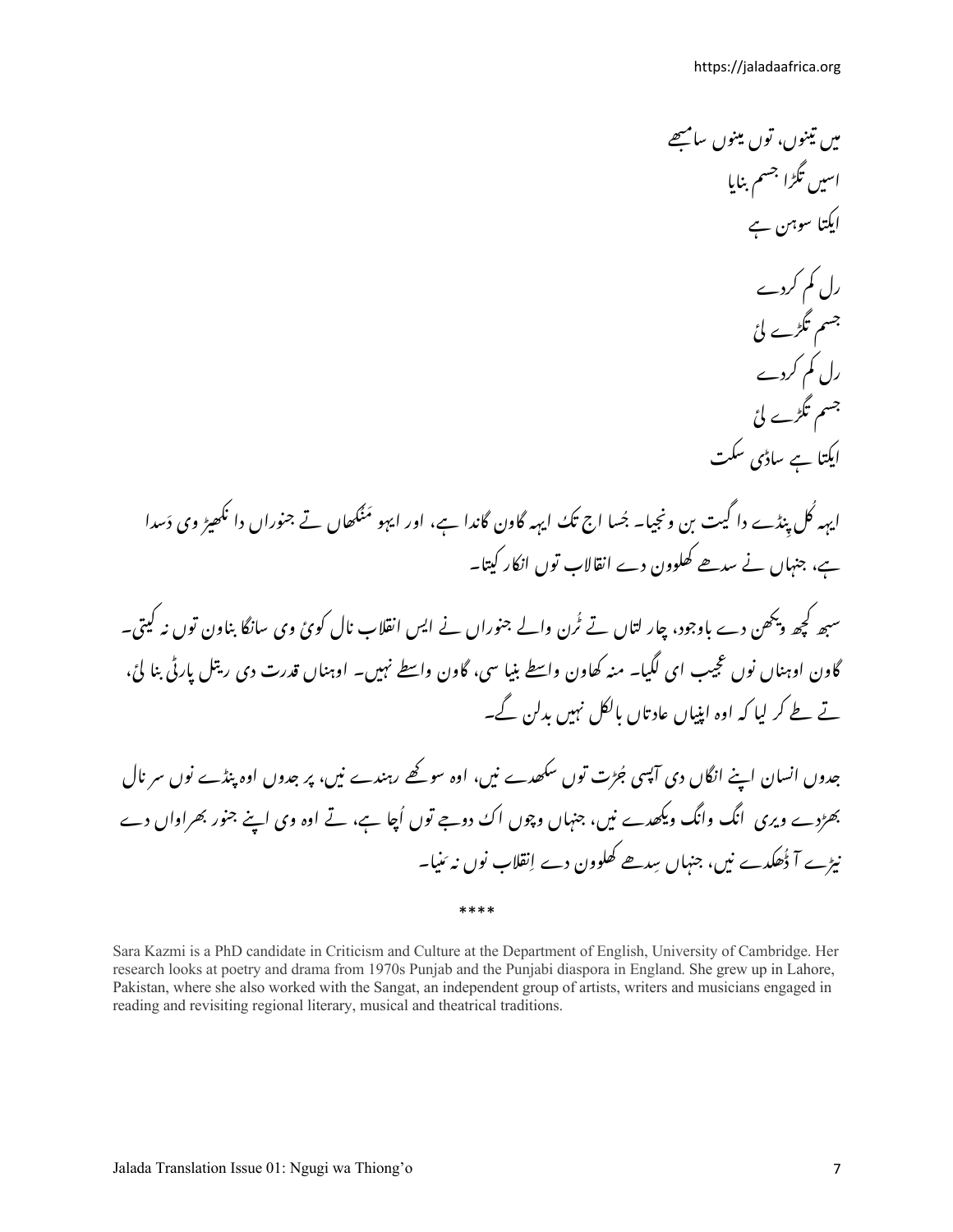میں تینوں، توں مینوں سامبھے
اسیں تگڑا جسم بنایا
ایکتا سوہن ہے

رل کم کردے
جسم تگڑے لئ
رل کم کردے
جسم تگڑے لئ
ایکتا ہے ساڈی سکت

ایہہ کُل پِنڈے دا گیت بن ونجیا۔ جُسا اج تک ایہہ گاون گاندا ہے، اور ایہو مَنگھاں تے جنوراں دا نکھیڑ وی دَسدا ہے، جنہاں نے سدھے کھلوون دے انقلاب توں انکار کیتا۔

سبھ کجھ ویکھن دے باوجود، چار لتاں تے ٹُرن والے جنوراں نے ایس انقلاب نال کوئ وی سانگا بناون توں نہ کیتی۔ گاون اوہناں نوں عجیب ای لگیا۔ منہ کھاون واسطے بنیا سی، گاون واسطے نہیں۔ اوہناں قدرت دی ریتل پارٹی بنا لئ، تے طے کر لیا کہ اوہ اپنیاں عادتاں بالکل نہیں بدلن گے۔

جدوں انسان اپنے انگاں دی آپسی جُڑت توں سکھدے نیں، اوہ سوکھے رہندے نیں، پر جدوں اوہ پنڈے نوں سر نال بھڑوے ویری انگ وانگ ویکھدے نیں، جنہاں وچوں اک دوجے توں اُچا ہے، تے اوہ وی اپنے جنور بھراواں دے نیڑے آ ڈُھکدے نیں، جنہاں سِدھے کھلوون دے اِنقلاب نوں نہ مَنیا۔

****

Sara Kazmi is a PhD candidate in Criticism and Culture at the Department of English, University of Cambridge. Her research looks at poetry and drama from 1970s Punjab and the Punjabi diaspora in England. She grew up in Lahore, Pakistan, where she also worked with the Sangat, an independent group of artists, writers and musicians engaged in reading and revisiting regional literary, musical and theatrical traditions.